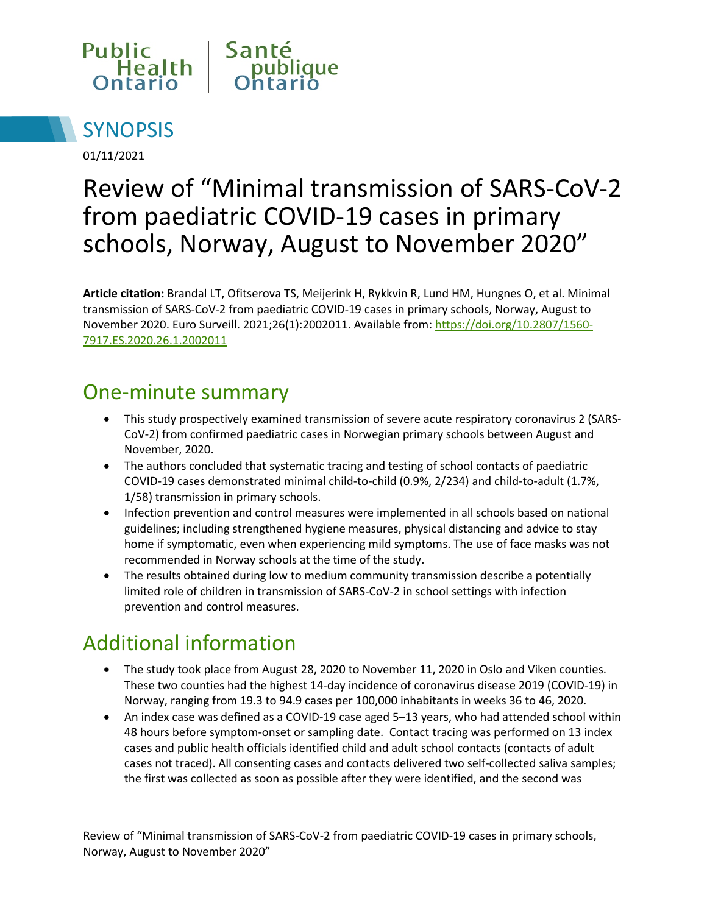Public Health Ontario | Santé publique Ontario

# SYNOPSIS

01/11/2021

# Review of "Minimal transmission of SARS-CoV-2 from paediatric COVID-19 cases in primary schools, Norway, August to November 2020"

**Article citation:** Brandal LT, Ofitserova TS, Meijerink H, Rykkvin R, Lund HM, Hungnes O, et al. Minimal transmission of SARS-CoV-2 from paediatric COVID-19 cases in primary schools, Norway, August to November 2020. Euro Surveill. 2021;26(1):2002011. Available from: [https://doi.org/10.2807/1560-7917.ES.2020.26.1.2002011](https://doi.org/10.2807/1560-7917.ES.2020.26.1.2002011)

## One-minute summary

- This study prospectively examined transmission of severe acute respiratory coronavirus 2 (SARS-CoV-2) from confirmed paediatric cases in Norwegian primary schools between August and November, 2020.
- The authors concluded that systematic tracing and testing of school contacts of paediatric COVID-19 cases demonstrated minimal child-to-child (0.9%, 2/234) and child-to-adult (1.7%, 1/58) transmission in primary schools.
- Infection prevention and control measures were implemented in all schools based on national guidelines; including strengthened hygiene measures, physical distancing and advice to stay home if symptomatic, even when experiencing mild symptoms. The use of face masks was not recommended in Norway schools at the time of the study.
- The results obtained during low to medium community transmission describe a potentially limited role of children in transmission of SARS-CoV-2 in school settings with infection prevention and control measures.

## Additional information

- The study took place from August 28, 2020 to November 11, 2020 in Oslo and Viken counties. These two counties had the highest 14-day incidence of coronavirus disease 2019 (COVID-19) in Norway, ranging from 19.3 to 94.9 cases per 100,000 inhabitants in weeks 36 to 46, 2020.
- An index case was defined as a COVID-19 case aged 5–13 years, who had attended school within 48 hours before symptom-onset or sampling date. Contact tracing was performed on 13 index cases and public health officials identified child and adult school contacts (contacts of adult cases not traced). All consenting cases and contacts delivered two self-collected saliva samples; the first was collected as soon as possible after they were identified, and the second was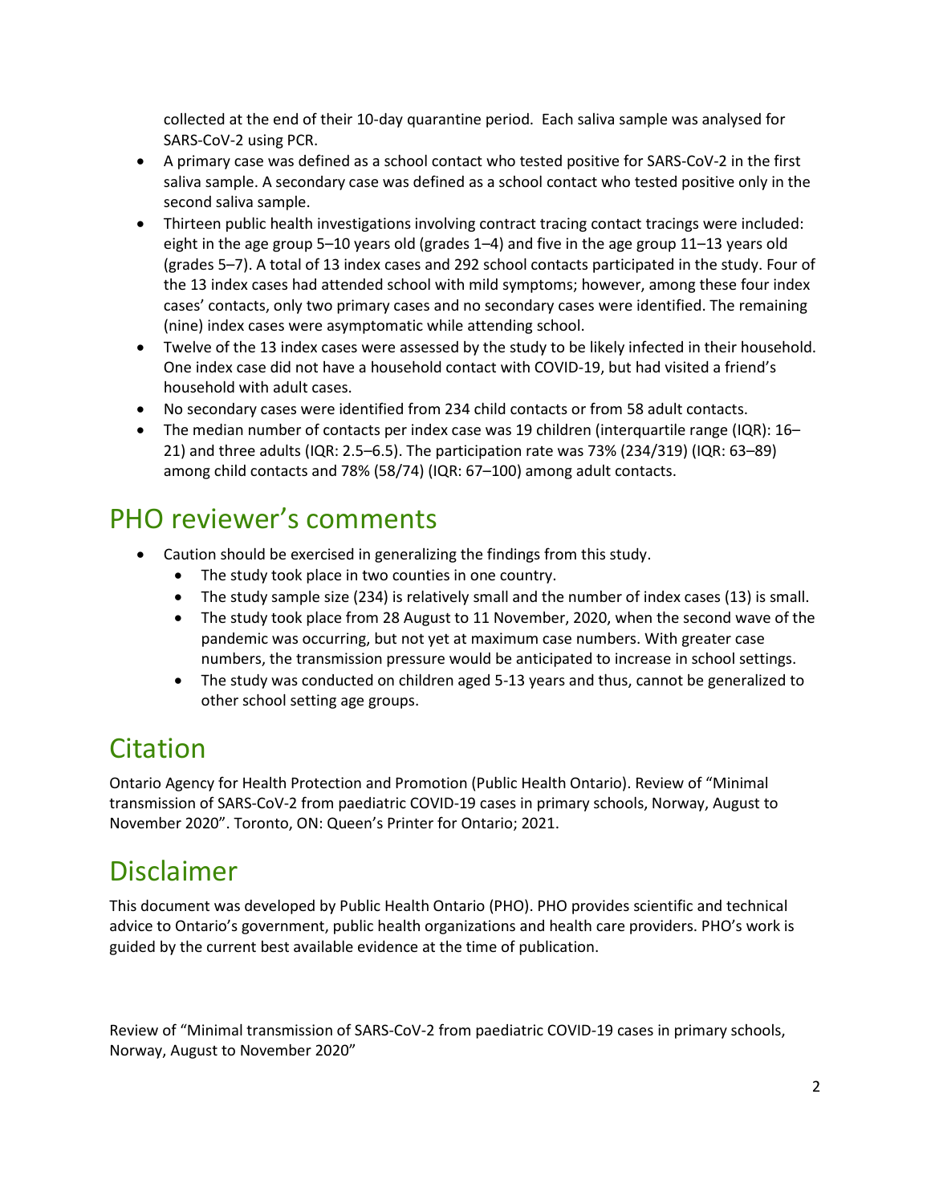collected at the end of their 10-day quarantine period. Each saliva sample was analysed for SARS-CoV-2 using PCR.

- A primary case was defined as a school contact who tested positive for SARS-CoV-2 in the first saliva sample. A secondary case was defined as a school contact who tested positive only in the second saliva sample.
- Thirteen public health investigations involving contract tracing contact tracings were included: eight in the age group 5–10 years old (grades 1–4) and five in the age group 11–13 years old (grades 5–7). A total of 13 index cases and 292 school contacts participated in the study. Four of the 13 index cases had attended school with mild symptoms; however, among these four index cases' contacts, only two primary cases and no secondary cases were identified. The remaining (nine) index cases were asymptomatic while attending school.
- Twelve of the 13 index cases were assessed by the study to be likely infected in their household. One index case did not have a household contact with COVID-19, but had visited a friend's household with adult cases.
- No secondary cases were identified from 234 child contacts or from 58 adult contacts.
- The median number of contacts per index case was 19 children (interquartile range (IQR): 16–21) and three adults (IQR: 2.5–6.5). The participation rate was 73% (234/319) (IQR: 63–89) among child contacts and 78% (58/74) (IQR: 67–100) among adult contacts.

## PHO reviewer's comments

- Caution should be exercised in generalizing the findings from this study.
  - The study took place in two counties in one country.
  - The study sample size (234) is relatively small and the number of index cases (13) is small.
  - The study took place from 28 August to 11 November, 2020, when the second wave of the pandemic was occurring, but not yet at maximum case numbers. With greater case numbers, the transmission pressure would be anticipated to increase in school settings.
  - The study was conducted on children aged 5-13 years and thus, cannot be generalized to other school setting age groups.

## Citation

Ontario Agency for Health Protection and Promotion (Public Health Ontario). Review of "Minimal transmission of SARS-CoV-2 from paediatric COVID-19 cases in primary schools, Norway, August to November 2020". Toronto, ON: Queen's Printer for Ontario; 2021.

## Disclaimer

This document was developed by Public Health Ontario (PHO). PHO provides scientific and technical advice to Ontario's government, public health organizations and health care providers. PHO's work is guided by the current best available evidence at the time of publication.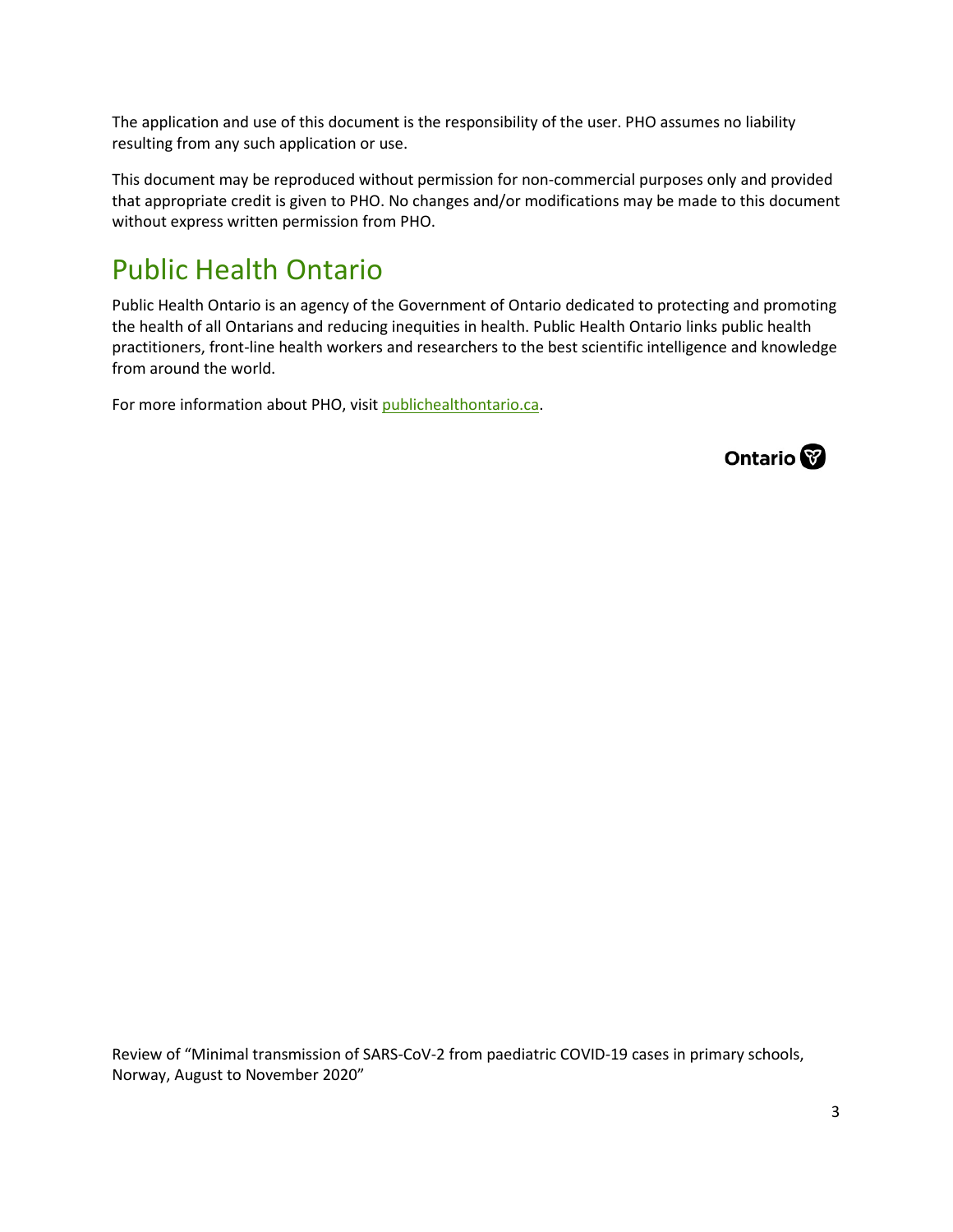The application and use of this document is the responsibility of the user. PHO assumes no liability resulting from any such application or use.

This document may be reproduced without permission for non-commercial purposes only and provided that appropriate credit is given to PHO. No changes and/or modifications may be made to this document without express written permission from PHO.

# Public Health Ontario

Public Health Ontario is an agency of the Government of Ontario dedicated to protecting and promoting the health of all Ontarians and reducing inequities in health. Public Health Ontario links public health practitioners, front-line health workers and researchers to the best scientific intelligence and knowledge from around the world.

For more information about PHO, visit [publichealthontario.ca](publichealthontario.ca).

Ontario